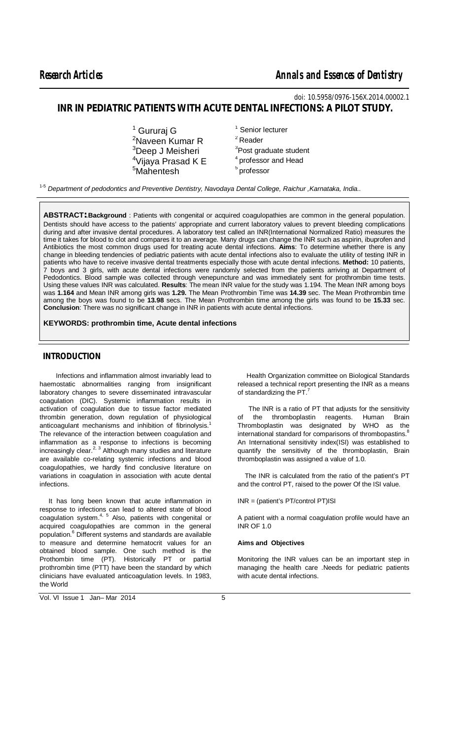doi: 10.5958/0976-156X.2014.00002.1

# INR IN PEDIATRIC PATIENTS WITH ACUTE DENTAL INFECTIONS: A PILOT STUDY.

[1] Gururaj G — [1] Senior lecturer
[2] Naveen Kumar R — [2] Reader
[3] Deep J Meisheri — [3] Post graduate student
[4] Vijaya Prasad K E — [4] professor and Head
[5] Mahentesh — [5] professor

[1-5] *Department of pedodontics and Preventive Dentistry, Navodaya Dental College, Raichur ,Karnataka, India..*

**ABSTRACT: Background** : Patients with congenital or acquired coagulopathies are common in the general population. Dentists should have access to the patients' appropriate and current laboratory values to prevent bleeding complications during and after invasive dental procedures. A laboratory test called an INR(International Normalized Ratio) measures the time it takes for blood to clot and compares it to an average. Many drugs can change the INR such as aspirin, ibuprofen and Antibiotics the most common drugs used for treating acute dental infections. **Aims**: To determine whether there is any change in bleeding tendencies of pediatric patients with acute dental infections also to evaluate the utility of testing INR in patients who have to receive invasive dental treatments especially those with acute dental infections. **Method:** 10 patients, 7 boys and 3 girls, with acute dental infections were randomly selected from the patients arriving at Department of Pedodontics. Blood sample was collected through venepuncture and was immediately sent for prothrombin time tests. Using these values INR was calculated. **Results**: The mean INR value for the study was 1.194. The Mean INR among boys was **1.164** and Mean INR among girls was **1.29.** The Mean Prothrombin Time was **14.39** sec. The Mean Prothrombin time among the boys was found to be **13.98** secs. The Mean Prothrombin time among the girls was found to be **15.33** sec. **Conclusion**: There was no significant change in INR in patients with acute dental infections.

**KEYWORDS: prothrombin time, Acute dental infections**

## INTRODUCTION

Infections and inflammation almost invariably lead to haemostatic abnormalities ranging from insignificant laboratory changes to severe disseminated intravascular coagulation (DIC). Systemic inflammation results in activation of coagulation due to tissue factor mediated thrombin generation, down regulation of physiological anticoagulant mechanisms and inhibition of fibrinolysis.[1] The relevance of the interaction between coagulation and inflammation as a response to infections is becoming increasingly clear.[2, 3] Although many studies and literature are available co-relating systemic infections and blood coagulopathies, we hardly find conclusive literature on variations in coagulation in association with acute dental infections.

It has long been known that acute inflammation in response to infections can lead to altered state of blood coagulation system.[4, 5] Also, patients with congenital or acquired coagulopathies are common in the general population.[6] Different systems and standards are available to measure and determine hematocrit values for an obtained blood sample. One such method is the Prothombin time (PT). Historically PT or partial prothrombin time (PTT) have been the standard by which clinicians have evaluated anticoagulation levels. In 1983, the World Health Organization committee on Biological Standards released a technical report presenting the INR as a means of standardizing the PT.[7]

The INR is a ratio of PT that adjusts for the sensitivity of the thromboplastin reagents. Human Brain Thromboplastin was designated by WHO as the international standard for comparisons of thrombopastins.[8] An International sensitivity index(ISI) was established to quantify the sensitivity of the thromboplastin, Brain thromboplastin was assigned a value of 1.0.

The INR is calculated from the ratio of the patient's PT and the control PT, raised to the power Of the ISI value.

$$INR = (\text{patient's PT}/\text{control PT})^{ISI}$$

A patient with a normal coagulation profile would have an INR OF 1.0

**Aims and Objectives**

Monitoring the INR values can be an important step in managing the health care .Needs for pediatric patients with acute dental infections.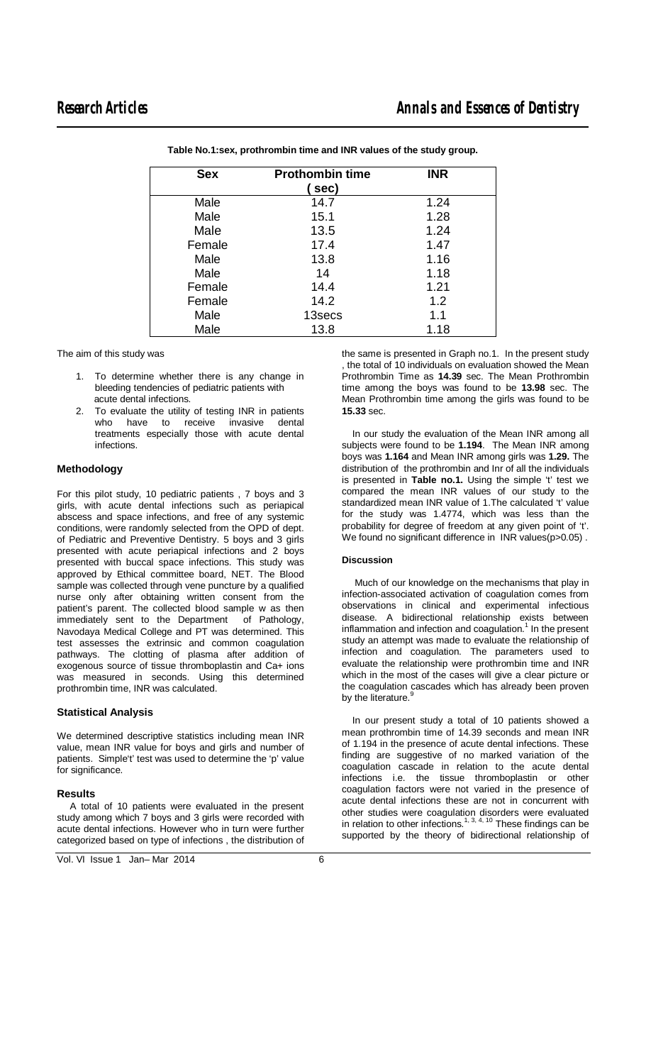**Table No.1:sex, prothrombin time and INR values of the study group.**

| Sex | Prothombin time ( sec) | INR |
|---|---|---|
| Male | 14.7 | 1.24 |
| Male | 15.1 | 1.28 |
| Male | 13.5 | 1.24 |
| Female | 17.4 | 1.47 |
| Male | 13.8 | 1.16 |
| Male | 14 | 1.18 |
| Female | 14.4 | 1.21 |
| Female | 14.2 | 1.2 |
| Male | 13secs | 1.1 |
| Male | 13.8 | 1.18 |

The aim of this study was

1. To determine whether there is any change in bleeding tendencies of pediatric patients with acute dental infections.
2. To evaluate the utility of testing INR in patients who have to receive invasive dental treatments especially those with acute dental infections.

### Methodology

For this pilot study, 10 pediatric patients , 7 boys and 3 girls, with acute dental infections such as periapical abscess and space infections, and free of any systemic conditions, were randomly selected from the OPD of dept. of Pediatric and Preventive Dentistry. 5 boys and 3 girls presented with acute periapical infections and 2 boys presented with buccal space infections. This study was approved by Ethical committee board, NET. The Blood sample was collected through vene puncture by a qualified nurse only after obtaining written consent from the patient's parent. The collected blood sample w as then immediately sent to the Department of Pathology, Navodaya Medical College and PT was determined. This test assesses the extrinsic and common coagulation pathways. The clotting of plasma after addition of exogenous source of tissue thromboplastin and Ca+ ions was measured in seconds. Using this determined prothrombin time, INR was calculated.

### Statistical Analysis

We determined descriptive statistics including mean INR value, mean INR value for boys and girls and number of patients. Simple't' test was used to determine the 'p' value for significance.

### Results

A total of 10 patients were evaluated in the present study among which 7 boys and 3 girls were recorded with acute dental infections. However who in turn were further categorized based on type of infections , the distribution of the same is presented in Graph no.1. In the present study , the total of 10 individuals on evaluation showed the Mean Prothrombin Time as **14.39** sec. The Mean Prothrombin time among the boys was found to be **13.98** sec. The Mean Prothrombin time among the girls was found to be **15.33** sec.

In our study the evaluation of the Mean INR among all subjects were found to be **1.194**. The Mean INR among boys was **1.164** and Mean INR among girls was **1.29.** The distribution of the prothrombin and Inr of all the individuals is presented in **Table no.1.** Using the simple 't' test we compared the mean INR values of our study to the standardized mean INR value of 1.The calculated 't' value for the study was 1.4774, which was less than the probability for degree of freedom at any given point of 't'. We found no significant difference in INR values($p>0.05$) .

### Discussion

Much of our knowledge on the mechanisms that play in infection-associated activation of coagulation comes from observations in clinical and experimental infectious disease. A bidirectional relationship exists between inflammation and infection and coagulation.[1] In the present study an attempt was made to evaluate the relationship of infection and coagulation. The parameters used to evaluate the relationship were prothrombin time and INR which in the most of the cases will give a clear picture or the coagulation cascades which has already been proven by the literature.[9]

In our present study a total of 10 patients showed a mean prothrombin time of 14.39 seconds and mean INR of 1.194 in the presence of acute dental infections. These finding are suggestive of no marked variation of the coagulation cascade in relation to the acute dental infections i.e. the tissue thromboplastin or other coagulation factors were not varied in the presence of acute dental infections these are not in concurrent with other studies were coagulation disorders were evaluated in relation to other infections.[1, 3, 4, 10] These findings can be supported by the theory of bidirectional relationship of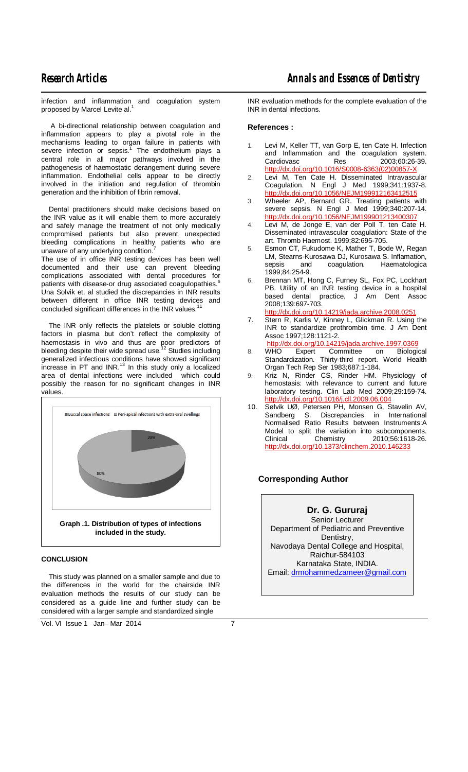infection and inflammation and coagulation system proposed by Marcel Levite al.[1]

A bi-directional relationship between coagulation and inflammation appears to play a pivotal role in the mechanisms leading to organ failure in patients with severe infection or sepsis.[1] The endothelium plays a central role in all major pathways involved in the pathogenesis of haemostatic derangement during severe inflammation. Endothelial cells appear to be directly involved in the initiation and regulation of thrombin generation and the inhibition of fibrin removal.

Dental practitioners should make decisions based on the INR value as it will enable them to more accurately and safely manage the treatment of not only medically compromised patients but also prevent unexpected bleeding complications in healthy patients who are unaware of any underlying condition.[7]

The use of in office INR testing devices has been well documented and their use can prevent bleeding complications associated with dental procedures for patients with disease-or drug associated coagulopathies.[6] Una Solvik et. al studied the discrepancies in INR results between different in office INR testing devices and concluded significant differences in the INR values.[11]

The INR only reflects the platelets or soluble clotting factors in plasma but don't reflect the complexity of haemostasis in vivo and thus are poor predictors of bleeding despite their wide spread use.[12] Studies including generalized infectious conditions have showed significant increase in PT and INR.[13] In this study only a localized area of dental infections were included which could possibly the reason for no significant changes in INR values.

Buccal space infections
Peri-apical infections with extra-oral swellings
20%
80%

**Graph .1. Distribution of types of infections included in the study.**

## CONCLUSION

This study was planned on a smaller sample and due to the differences in the world for the chairside INR evaluation methods the results of our study can be considered as a guide line and further study can be considered with a larger sample and standardized single INR evaluation methods for the complete evaluation of the INR in dental infections.

## References :

1. Levi M, Keller TT, van Gorp E, ten Cate H. Infection and Inflammation and the coagulation system. Cardiovasc Res 2003;60:26-39. http://dx.doi.org/10.1016/S0008-6363(02)00857-X
2. Levi M, Ten Cate H. Disseminated Intravascular Coagulation. N Engl J Med 1999;341:1937-8. http://dx.doi.org/10.1056/NEJM199912163412515
3. Wheeler AP, Bernard GR. Treating patients with severe sepsis. N Engl J Med 1999;340:207-14. http://dx.doi.org/10.1056/NEJM199901213400307
4. Levi M, de Jonge E, van der Poll T, ten Cate H. Disseminated intravascular coagulation: State of the art. Thromb Haemost. 1999;82:695-705.
5. Esmon CT, Fukudome K, Mather T, Bode W, Regan LM, Stearns-Kurosawa DJ, Kurosawa S. Inflamation, sepsis and coagulation. Haematologica 1999;84:254-9.
6. Brennan MT, Hong C, Furney SL, Fox PC, Lockhart PB. Utility of an INR testing device in a hospital based dental practice. J Am Dent Assoc 2008;139:697-703. http://dx.doi.org/10.14219/jada.archive.2008.0251
7. Stern R, Karlis V, Kinney L, Glickman R. Using the INR to standardize prothrombin time. J Am Dent Assoc 1997;128:1121-2. http://dx.doi.org/10.14219/jada.archive.1997.0369
8. WHO Expert Committee on Biological Standardization. Thirty-third report. World Health Organ Tech Rep Ser 1983;687:1-184.
9. Kriz N, Rinder CS, Rinder HM. Physiology of hemostasis: with relevance to current and future laboratory testing. Clin Lab Med 2009;29:159-74. http://dx.doi.org/10.1016/j.cll.2009.06.004
10. Sølvik UØ, Petersen PH, Monsen G, Stavelin AV, Sandberg S. Discrepancies in International Normalised Ratio Results between Instruments:A Model to split the variation into subcomponents. Clinical Chemistry 2010;56:1618-26. http://dx.doi.org/10.1373/clinchem.2010.146233

## Corresponding Author

**Dr. G. Gururaj**
Senior Lecturer
Department of Pediatric and Preventive Dentistry,
Navodaya Dental College and Hospital,
Raichur-584103
Karnataka State, INDIA.
Email: drmohammedzameer@gmail.com